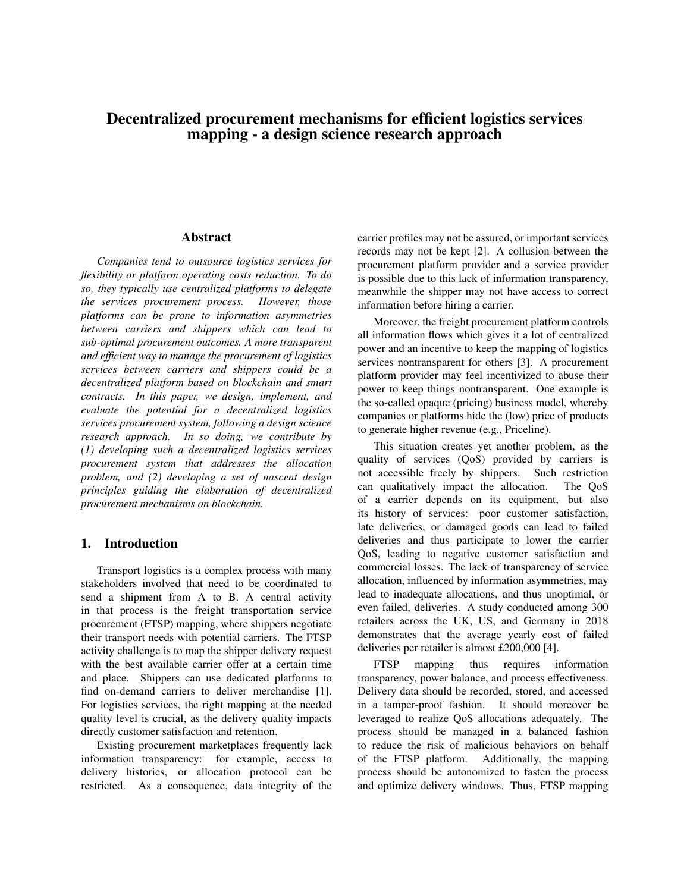# Decentralized procurement mechanisms for efficient logistics services mapping - a design science research approach

## Abstract

*Companies tend to outsource logistics services for flexibility or platform operating costs reduction. To do so, they typically use centralized platforms to delegate the services procurement process. However, those platforms can be prone to information asymmetries between carriers and shippers which can lead to sub-optimal procurement outcomes. A more transparent and efficient way to manage the procurement of logistics services between carriers and shippers could be a decentralized platform based on blockchain and smart contracts. In this paper, we design, implement, and evaluate the potential for a decentralized logistics services procurement system, following a design science research approach. In so doing, we contribute by (1) developing such a decentralized logistics services procurement system that addresses the allocation problem, and (2) developing a set of nascent design principles guiding the elaboration of decentralized procurement mechanisms on blockchain.*

## 1. Introduction

Transport logistics is a complex process with many stakeholders involved that need to be coordinated to send a shipment from A to B. A central activity in that process is the freight transportation service procurement (FTSP) mapping, where shippers negotiate their transport needs with potential carriers. The FTSP activity challenge is to map the shipper delivery request with the best available carrier offer at a certain time and place. Shippers can use dedicated platforms to find on-demand carriers to deliver merchandise [1]. For logistics services, the right mapping at the needed quality level is crucial, as the delivery quality impacts directly customer satisfaction and retention.

Existing procurement marketplaces frequently lack information transparency: for example, access to delivery histories, or allocation protocol can be restricted. As a consequence, data integrity of the carrier profiles may not be assured, or important services records may not be kept [2]. A collusion between the procurement platform provider and a service provider is possible due to this lack of information transparency, meanwhile the shipper may not have access to correct information before hiring a carrier.

Moreover, the freight procurement platform controls all information flows which gives it a lot of centralized power and an incentive to keep the mapping of logistics services nontransparent for others [3]. A procurement platform provider may feel incentivized to abuse their power to keep things nontransparent. One example is the so-called opaque (pricing) business model, whereby companies or platforms hide the (low) price of products to generate higher revenue (e.g., Priceline).

This situation creates yet another problem, as the quality of services (QoS) provided by carriers is not accessible freely by shippers. Such restriction can qualitatively impact the allocation. The QoS of a carrier depends on its equipment, but also its history of services: poor customer satisfaction, late deliveries, or damaged goods can lead to failed deliveries and thus participate to lower the carrier QoS, leading to negative customer satisfaction and commercial losses. The lack of transparency of service allocation, influenced by information asymmetries, may lead to inadequate allocations, and thus unoptimal, or even failed, deliveries. A study conducted among 300 retailers across the UK, US, and Germany in 2018 demonstrates that the average yearly cost of failed deliveries per retailer is almost £200,000 [4].

FTSP mapping thus requires information transparency, power balance, and process effectiveness. Delivery data should be recorded, stored, and accessed in a tamper-proof fashion. It should moreover be leveraged to realize QoS allocations adequately. The process should be managed in a balanced fashion to reduce the risk of malicious behaviors on behalf of the FTSP platform. Additionally, the mapping process should be autonomized to fasten the process and optimize delivery windows. Thus, FTSP mapping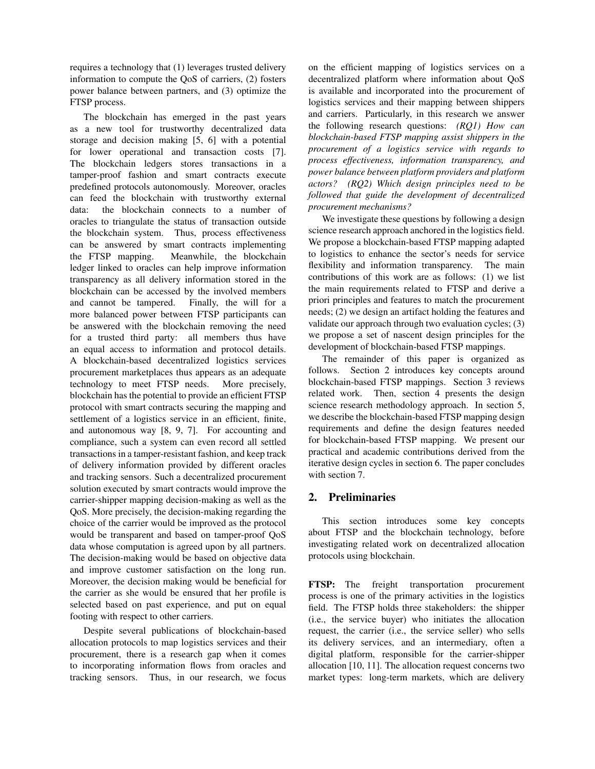requires a technology that (1) leverages trusted delivery information to compute the QoS of carriers, (2) fosters power balance between partners, and (3) optimize the FTSP process.

The blockchain has emerged in the past years as a new tool for trustworthy decentralized data storage and decision making [5, 6] with a potential for lower operational and transaction costs [7]. The blockchain ledgers stores transactions in a tamper-proof fashion and smart contracts execute predefined protocols autonomously. Moreover, oracles can feed the blockchain with trustworthy external data: the blockchain connects to a number of oracles to triangulate the status of transaction outside the blockchain system. Thus, process effectiveness can be answered by smart contracts implementing the FTSP mapping. Meanwhile, the blockchain ledger linked to oracles can help improve information transparency as all delivery information stored in the blockchain can be accessed by the involved members and cannot be tampered. Finally, the will for a more balanced power between FTSP participants can be answered with the blockchain removing the need for a trusted third party: all members thus have an equal access to information and protocol details. A blockchain-based decentralized logistics services procurement marketplaces thus appears as an adequate technology to meet FTSP needs. More precisely, blockchain has the potential to provide an efficient FTSP protocol with smart contracts securing the mapping and settlement of a logistics service in an efficient, finite, and autonomous way [8, 9, 7]. For accounting and compliance, such a system can even record all settled transactions in a tamper-resistant fashion, and keep track of delivery information provided by different oracles and tracking sensors. Such a decentralized procurement solution executed by smart contracts would improve the carrier-shipper mapping decision-making as well as the QoS. More precisely, the decision-making regarding the choice of the carrier would be improved as the protocol would be transparent and based on tamper-proof QoS data whose computation is agreed upon by all partners. The decision-making would be based on objective data and improve customer satisfaction on the long run. Moreover, the decision making would be beneficial for the carrier as she would be ensured that her profile is selected based on past experience, and put on equal footing with respect to other carriers.

Despite several publications of blockchain-based allocation protocols to map logistics services and their procurement, there is a research gap when it comes to incorporating information flows from oracles and tracking sensors. Thus, in our research, we focus on the efficient mapping of logistics services on a decentralized platform where information about QoS is available and incorporated into the procurement of logistics services and their mapping between shippers and carriers. Particularly, in this research we answer the following research questions: *(RQ1) How can blockchain-based FTSP mapping assist shippers in the procurement of a logistics service with regards to process effectiveness, information transparency, and power balance between platform providers and platform actors? (RQ2) Which design principles need to be followed that guide the development of decentralized procurement mechanisms?*

We investigate these questions by following a design science research approach anchored in the logistics field. We propose a blockchain-based FTSP mapping adapted to logistics to enhance the sector's needs for service flexibility and information transparency. The main contributions of this work are as follows: (1) we list the main requirements related to FTSP and derive a priori principles and features to match the procurement needs; (2) we design an artifact holding the features and validate our approach through two evaluation cycles; (3) we propose a set of nascent design principles for the development of blockchain-based FTSP mappings.

The remainder of this paper is organized as follows. Section 2 introduces key concepts around blockchain-based FTSP mappings. Section 3 reviews related work. Then, section 4 presents the design science research methodology approach. In section 5, we describe the blockchain-based FTSP mapping design requirements and define the design features needed for blockchain-based FTSP mapping. We present our practical and academic contributions derived from the iterative design cycles in section 6. The paper concludes with section 7.

## 2. Preliminaries

This section introduces some key concepts about FTSP and the blockchain technology, before investigating related work on decentralized allocation protocols using blockchain.

**FTSP:** The freight transportation procurement process is one of the primary activities in the logistics field. The FTSP holds three stakeholders: the shipper (i.e., the service buyer) who initiates the allocation request, the carrier (i.e., the service seller) who sells its delivery services, and an intermediary, often a digital platform, responsible for the carrier-shipper allocation [10, 11]. The allocation request concerns two market types: long-term markets, which are delivery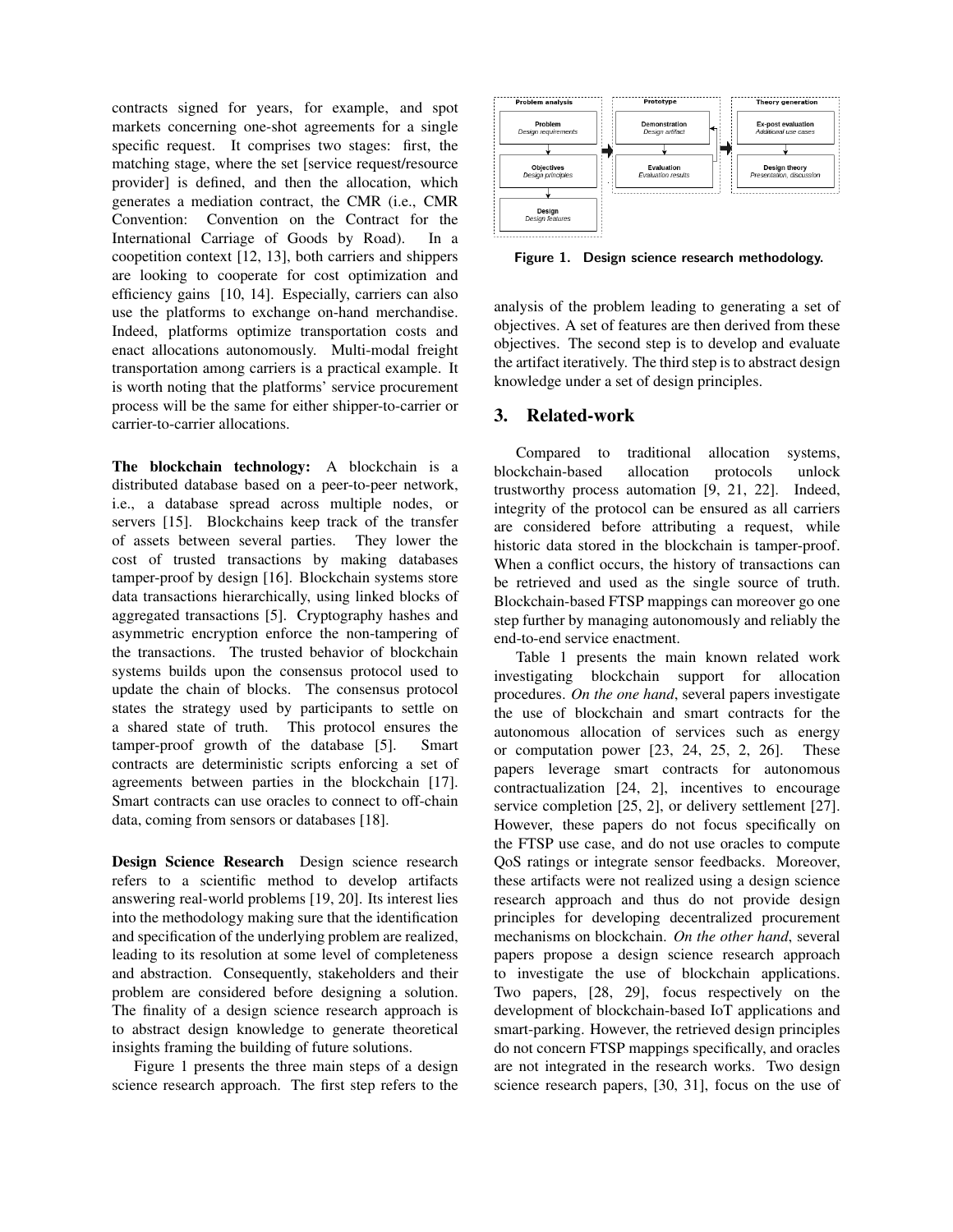contracts signed for years, for example, and spot markets concerning one-shot agreements for a single specific request. It comprises two stages: first, the matching stage, where the set [service request/resource provider] is defined, and then the allocation, which generates a mediation contract, the CMR (i.e., CMR Convention: Convention on the Contract for the International Carriage of Goods by Road). In a coopetition context [12, 13], both carriers and shippers are looking to cooperate for cost optimization and efficiency gains [10, 14]. Especially, carriers can also use the platforms to exchange on-hand merchandise. Indeed, platforms optimize transportation costs and enact allocations autonomously. Multi-modal freight transportation among carriers is a practical example. It is worth noting that the platforms' service procurement process will be the same for either shipper-to-carrier or carrier-to-carrier allocations.

**The blockchain technology:** A blockchain is a distributed database based on a peer-to-peer network, i.e., a database spread across multiple nodes, or servers [15]. Blockchains keep track of the transfer of assets between several parties. They lower the cost of trusted transactions by making databases tamper-proof by design [16]. Blockchain systems store data transactions hierarchically, using linked blocks of aggregated transactions [5]. Cryptography hashes and asymmetric encryption enforce the non-tampering of the transactions. The trusted behavior of blockchain systems builds upon the consensus protocol used to update the chain of blocks. The consensus protocol states the strategy used by participants to settle on a shared state of truth. This protocol ensures the tamper-proof growth of the database [5]. Smart contracts are deterministic scripts enforcing a set of agreements between parties in the blockchain [17]. Smart contracts can use oracles to connect to off-chain data, coming from sensors or databases [18].

**Design Science Research** Design science research refers to a scientific method to develop artifacts answering real-world problems [19, 20]. Its interest lies into the methodology making sure that the identification and specification of the underlying problem are realized, leading to its resolution at some level of completeness and abstraction. Consequently, stakeholders and their problem are considered before designing a solution. The finality of a design science research approach is to abstract design knowledge to generate theoretical insights framing the building of future solutions.

Figure 1 presents the three main steps of a design science research approach. The first step refers to the analysis of the problem leading to generating a set of objectives. A set of features are then derived from these objectives. The second step is to develop and evaluate the artifact iteratively. The third step is to abstract design knowledge under a set of design principles.

Problem analysis: Problem (Design requirements) → Objectives (Design principles) → Design (Design features)

Prototype: Demonstration (Design artifact) → Evaluation (Evaluation results)

Theory generation: Ex-post evaluation (Additional use cases) → Design theory (Presentation, discussion)

**Figure 1. Design science research methodology.**

## 3. Related-work

Compared to traditional allocation systems, blockchain-based allocation protocols unlock trustworthy process automation [9, 21, 22]. Indeed, integrity of the protocol can be ensured as all carriers are considered before attributing a request, while historic data stored in the blockchain is tamper-proof. When a conflict occurs, the history of transactions can be retrieved and used as the single source of truth. Blockchain-based FTSP mappings can moreover go one step further by managing autonomously and reliably the end-to-end service enactment.

Table 1 presents the main known related work investigating blockchain support for allocation procedures. *On the one hand*, several papers investigate the use of blockchain and smart contracts for the autonomous allocation of services such as energy or computation power [23, 24, 25, 2, 26]. These papers leverage smart contracts for autonomous contractualization [24, 2], incentives to encourage service completion [25, 2], or delivery settlement [27]. However, these papers do not focus specifically on the FTSP use case, and do not use oracles to compute QoS ratings or integrate sensor feedbacks. Moreover, these artifacts were not realized using a design science research approach and thus do not provide design principles for developing decentralized procurement mechanisms on blockchain. *On the other hand*, several papers propose a design science research approach to investigate the use of blockchain applications. Two papers, [28, 29], focus respectively on the development of blockchain-based IoT applications and smart-parking. However, the retrieved design principles do not concern FTSP mappings specifically, and oracles are not integrated in the research works. Two design science research papers, [30, 31], focus on the use of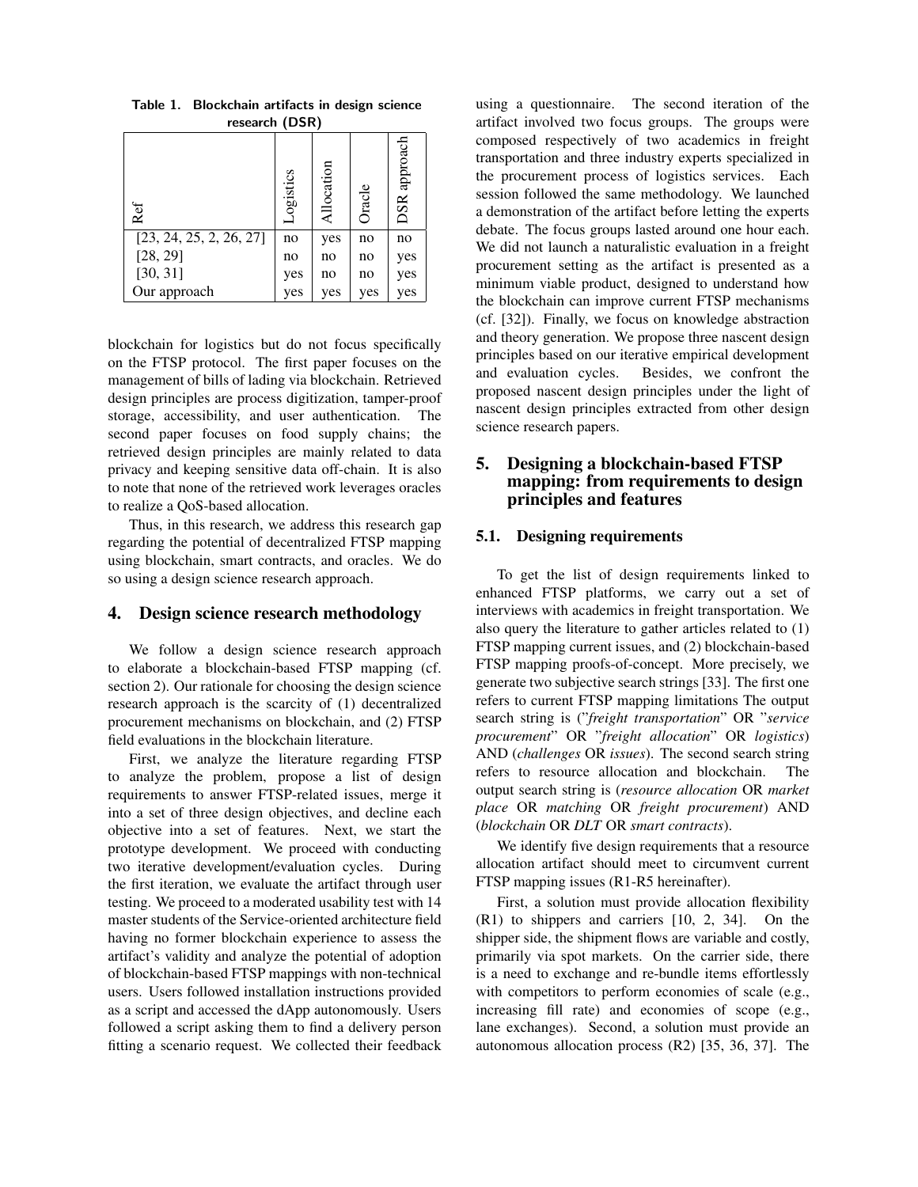Table 1. Blockchain artifacts in design science research (DSR)

| Ref | Logistics | Allocation | Oracle | DSR approach |
|---|---|---|---|---|
| [23, 24, 25, 2, 26, 27] | no | yes | no | no |
| [28, 29] | no | no | no | yes |
| [30, 31] | yes | no | no | yes |
| Our approach | yes | yes | yes | yes |

blockchain for logistics but do not focus specifically on the FTSP protocol. The first paper focuses on the management of bills of lading via blockchain. Retrieved design principles are process digitization, tamper-proof storage, accessibility, and user authentication. The second paper focuses on food supply chains; the retrieved design principles are mainly related to data privacy and keeping sensitive data off-chain. It is also to note that none of the retrieved work leverages oracles to realize a QoS-based allocation.

Thus, in this research, we address this research gap regarding the potential of decentralized FTSP mapping using blockchain, smart contracts, and oracles. We do so using a design science research approach.

## 4. Design science research methodology

We follow a design science research approach to elaborate a blockchain-based FTSP mapping (cf. section 2). Our rationale for choosing the design science research approach is the scarcity of (1) decentralized procurement mechanisms on blockchain, and (2) FTSP field evaluations in the blockchain literature.

First, we analyze the literature regarding FTSP to analyze the problem, propose a list of design requirements to answer FTSP-related issues, merge it into a set of three design objectives, and decline each objective into a set of features. Next, we start the prototype development. We proceed with conducting two iterative development/evaluation cycles. During the first iteration, we evaluate the artifact through user testing. We proceed to a moderated usability test with 14 master students of the Service-oriented architecture field having no former blockchain experience to assess the artifact's validity and analyze the potential of adoption of blockchain-based FTSP mappings with non-technical users. Users followed installation instructions provided as a script and accessed the dApp autonomously. Users followed a script asking them to find a delivery person fitting a scenario request. We collected their feedback using a questionnaire. The second iteration of the artifact involved two focus groups. The groups were composed respectively of two academics in freight transportation and three industry experts specialized in the procurement process of logistics services. Each session followed the same methodology. We launched a demonstration of the artifact before letting the experts debate. The focus groups lasted around one hour each. We did not launch a naturalistic evaluation in a freight procurement setting as the artifact is presented as a minimum viable product, designed to understand how the blockchain can improve current FTSP mechanisms (cf. [32]). Finally, we focus on knowledge abstraction and theory generation. We propose three nascent design principles based on our iterative empirical development and evaluation cycles. Besides, we confront the proposed nascent design principles under the light of nascent design principles extracted from other design science research papers.

## 5. Designing a blockchain-based FTSP mapping: from requirements to design principles and features

### 5.1. Designing requirements

To get the list of design requirements linked to enhanced FTSP platforms, we carry out a set of interviews with academics in freight transportation. We also query the literature to gather articles related to (1) FTSP mapping current issues, and (2) blockchain-based FTSP mapping proofs-of-concept. More precisely, we generate two subjective search strings [33]. The first one refers to current FTSP mapping limitations The output search string is ("*freight transportation*" OR "*service procurement*" OR "*freight allocation*" OR *logistics*) AND (*challenges* OR *issues*). The second search string refers to resource allocation and blockchain. The output search string is (*resource allocation* OR *market place* OR *matching* OR *freight procurement*) AND (*blockchain* OR *DLT* OR *smart contracts*).

We identify five design requirements that a resource allocation artifact should meet to circumvent current FTSP mapping issues (R1-R5 hereinafter).

First, a solution must provide allocation flexibility (R1) to shippers and carriers [10, 2, 34]. On the shipper side, the shipment flows are variable and costly, primarily via spot markets. On the carrier side, there is a need to exchange and re-bundle items effortlessly with competitors to perform economies of scale (e.g., increasing fill rate) and economies of scope (e.g., lane exchanges). Second, a solution must provide an autonomous allocation process (R2) [35, 36, 37]. The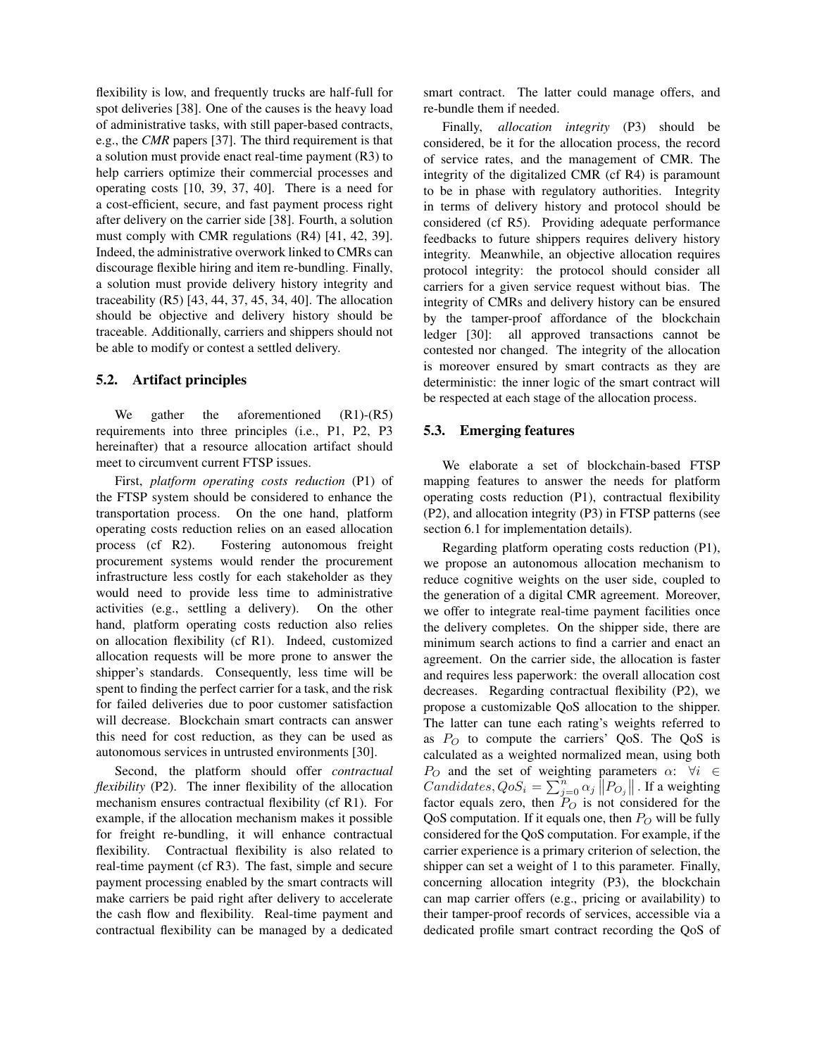flexibility is low, and frequently trucks are half-full for spot deliveries [38]. One of the causes is the heavy load of administrative tasks, with still paper-based contracts, e.g., the ***CMR*** papers [37]. The third requirement is that a solution must provide enact real-time payment (R3) to help carriers optimize their commercial processes and operating costs [10, 39, 37, 40]. There is a need for a cost-efficient, secure, and fast payment process right after delivery on the carrier side [38]. Fourth, a solution must comply with CMR regulations (R4) [41, 42, 39]. Indeed, the administrative overwork linked to CMRs can discourage flexible hiring and item re-bundling. Finally, a solution must provide delivery history integrity and traceability (R5) [43, 44, 37, 45, 34, 40]. The allocation should be objective and delivery history should be traceable. Additionally, carriers and shippers should not be able to modify or contest a settled delivery.

### 5.2. Artifact principles

We gather the aforementioned (R1)-(R5) requirements into three principles (i.e., P1, P2, P3 hereinafter) that a resource allocation artifact should meet to circumvent current FTSP issues.

First, *platform operating costs reduction* (P1) of the FTSP system should be considered to enhance the transportation process. On the one hand, platform operating costs reduction relies on an eased allocation process (cf R2). Fostering autonomous freight procurement systems would render the procurement infrastructure less costly for each stakeholder as they would need to provide less time to administrative activities (e.g., settling a delivery). On the other hand, platform operating costs reduction also relies on allocation flexibility (cf R1). Indeed, customized allocation requests will be more prone to answer the shipper's standards. Consequently, less time will be spent to finding the perfect carrier for a task, and the risk for failed deliveries due to poor customer satisfaction will decrease. Blockchain smart contracts can answer this need for cost reduction, as they can be used as autonomous services in untrusted environments [30].

Second, the platform should offer *contractual flexibility* (P2). The inner flexibility of the allocation mechanism ensures contractual flexibility (cf R1). For example, if the allocation mechanism makes it possible for freight re-bundling, it will enhance contractual flexibility. Contractual flexibility is also related to real-time payment (cf R3). The fast, simple and secure payment processing enabled by the smart contracts will make carriers be paid right after delivery to accelerate the cash flow and flexibility. Real-time payment and contractual flexibility can be managed by a dedicated smart contract. The latter could manage offers, and re-bundle them if needed.

Finally, *allocation integrity* (P3) should be considered, be it for the allocation process, the record of service rates, and the management of CMR. The integrity of the digitalized CMR (cf R4) is paramount to be in phase with regulatory authorities. Integrity in terms of delivery history and protocol should be considered (cf R5). Providing adequate performance feedbacks to future shippers requires delivery history integrity. Meanwhile, an objective allocation requires protocol integrity: the protocol should consider all carriers for a given service request without bias. The integrity of CMRs and delivery history can be ensured by the tamper-proof affordance of the blockchain ledger [30]: all approved transactions cannot be contested nor changed. The integrity of the allocation is moreover ensured by smart contracts as they are deterministic: the inner logic of the smart contract will be respected at each stage of the allocation process.

### 5.3. Emerging features

We elaborate a set of blockchain-based FTSP mapping features to answer the needs for platform operating costs reduction (P1), contractual flexibility (P2), and allocation integrity (P3) in FTSP patterns (see section 6.1 for implementation details).

Regarding platform operating costs reduction (P1), we propose an autonomous allocation mechanism to reduce cognitive weights on the user side, coupled to the generation of a digital CMR agreement. Moreover, we offer to integrate real-time payment facilities once the delivery completes. On the shipper side, there are minimum search actions to find a carrier and enact an agreement. On the carrier side, the allocation is faster and requires less paperwork: the overall allocation cost decreases. Regarding contractual flexibility (P2), we propose a customizable QoS allocation to the shipper. The latter can tune each rating's weights referred to as $P_O$ to compute the carriers' QoS. The QoS is calculated as a weighted normalized mean, using both $P_O$ and the set of weighting parameters $\alpha$: $\forall i \in Candidates, QoS_i = \sum_{j=0}^{n} \alpha_j \left\| P_{O_j} \right\|$. If a weighting factor equals zero, then $P_O$ is not considered for the QoS computation. If it equals one, then $P_O$ will be fully considered for the QoS computation. For example, if the carrier experience is a primary criterion of selection, the shipper can set a weight of 1 to this parameter. Finally, concerning allocation integrity (P3), the blockchain can map carrier offers (e.g., pricing or availability) to their tamper-proof records of services, accessible via a dedicated profile smart contract recording the QoS of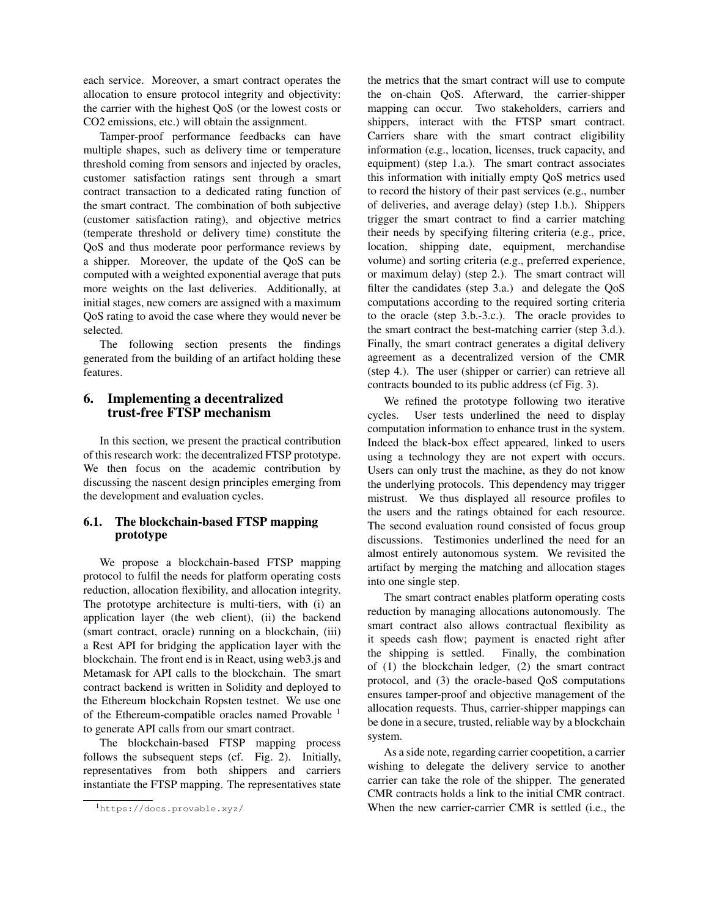each service. Moreover, a smart contract operates the allocation to ensure protocol integrity and objectivity: the carrier with the highest QoS (or the lowest costs or $CO_2$ emissions, etc.) will obtain the assignment.

Tamper-proof performance feedbacks can have multiple shapes, such as delivery time or temperature threshold coming from sensors and injected by oracles, customer satisfaction ratings sent through a smart contract transaction to a dedicated rating function of the smart contract. The combination of both subjective (customer satisfaction rating), and objective metrics (temperate threshold or delivery time) constitute the QoS and thus moderate poor performance reviews by a shipper. Moreover, the update of the QoS can be computed with a weighted exponential average that puts more weights on the last deliveries. Additionally, at initial stages, new comers are assigned with a maximum QoS rating to avoid the case where they would never be selected.

The following section presents the findings generated from the building of an artifact holding these features.

## 6. Implementing a decentralized trust-free FTSP mechanism

In this section, we present the practical contribution of this research work: the decentralized FTSP prototype. We then focus on the academic contribution by discussing the nascent design principles emerging from the development and evaluation cycles.

### 6.1. The blockchain-based FTSP mapping prototype

We propose a blockchain-based FTSP mapping protocol to fulfil the needs for platform operating costs reduction, allocation flexibility, and allocation integrity. The prototype architecture is multi-tiers, with (i) an application layer (the web client), (ii) the backend (smart contract, oracle) running on a blockchain, (iii) a Rest API for bridging the application layer with the blockchain. The front end is in React, using web3.js and Metamask for API calls to the blockchain. The smart contract backend is written in Solidity and deployed to the Ethereum blockchain Ropsten testnet. We use one of the Ethereum-compatible oracles named Provable [1] to generate API calls from our smart contract.

The blockchain-based FTSP mapping process follows the subsequent steps (cf. Fig. 2). Initially, representatives from both shippers and carriers instantiate the FTSP mapping. The representatives state the metrics that the smart contract will use to compute the on-chain QoS. Afterward, the carrier-shipper mapping can occur. Two stakeholders, carriers and shippers, interact with the FTSP smart contract. Carriers share with the smart contract eligibility information (e.g., location, licenses, truck capacity, and equipment) (step 1.a.). The smart contract associates this information with initially empty QoS metrics used to record the history of their past services (e.g., number of deliveries, and average delay) (step 1.b.). Shippers trigger the smart contract to find a carrier matching their needs by specifying filtering criteria (e.g., price, location, shipping date, equipment, merchandise volume) and sorting criteria (e.g., preferred experience, or maximum delay) (step 2.). The smart contract will filter the candidates (step 3.a.) and delegate the QoS computations according to the required sorting criteria to the oracle (step 3.b.-3.c.). The oracle provides to the smart contract the best-matching carrier (step 3.d.). Finally, the smart contract generates a digital delivery agreement as a decentralized version of the CMR (step 4.). The user (shipper or carrier) can retrieve all contracts bounded to its public address (cf Fig. 3).

We refined the prototype following two iterative cycles. User tests underlined the need to display computation information to enhance trust in the system. Indeed the black-box effect appeared, linked to users using a technology they are not expert with occurs. Users can only trust the machine, as they do not know the underlying protocols. This dependency may trigger mistrust. We thus displayed all resource profiles to the users and the ratings obtained for each resource. The second evaluation round consisted of focus group discussions. Testimonies underlined the need for an almost entirely autonomous system. We revisited the artifact by merging the matching and allocation stages into one single step.

The smart contract enables platform operating costs reduction by managing allocations autonomously. The smart contract also allows contractual flexibility as it speeds cash flow; payment is enacted right after the shipping is settled. Finally, the combination of (1) the blockchain ledger, (2) the smart contract protocol, and (3) the oracle-based QoS computations ensures tamper-proof and objective management of the allocation requests. Thus, carrier-shipper mappings can be done in a secure, trusted, reliable way by a blockchain system.

As a side note, regarding carrier coopetition, a carrier wishing to delegate the delivery service to another carrier can take the role of the shipper. The generated CMR contracts holds a link to the initial CMR contract. When the new carrier-carrier CMR is settled (i.e., the

[1] https://docs.provable.xyz/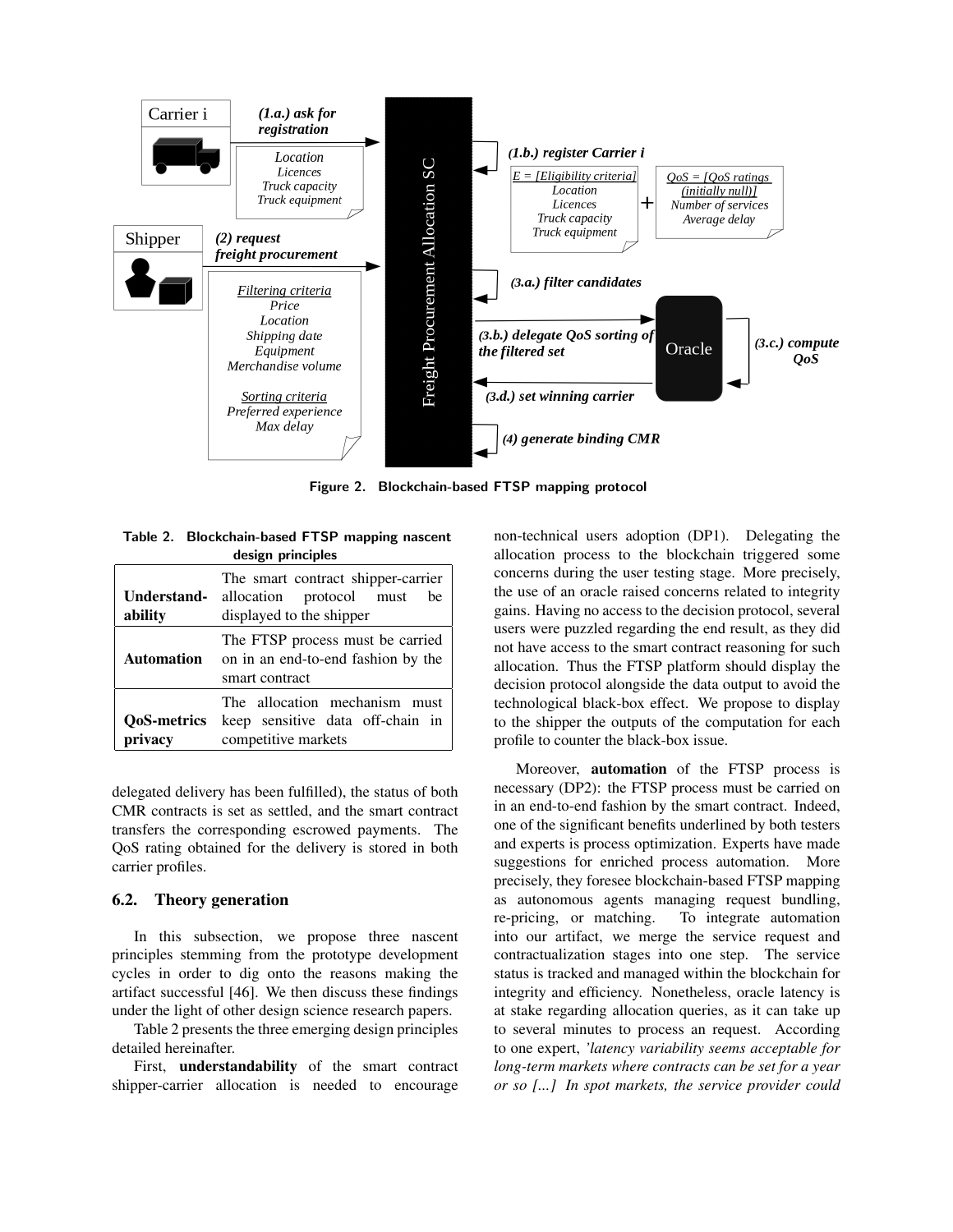Figure 2. Blockchain-based FTSP mapping protocol

Table 2. Blockchain-based FTSP mapping nascent design principles

| | |
|---|---|
| **Understand-ability** | The smart contract shipper-carrier allocation protocol must be displayed to the shipper |
| **Automation** | The FTSP process must be carried on in an end-to-end fashion by the smart contract |
| **QoS-metrics privacy** | The allocation mechanism must keep sensitive data off-chain in competitive markets |

delegated delivery has been fulfilled), the status of both CMR contracts is set as settled, and the smart contract transfers the corresponding escrowed payments. The QoS rating obtained for the delivery is stored in both carrier profiles.

### 6.2. Theory generation

In this subsection, we propose three nascent principles stemming from the prototype development cycles in order to dig onto the reasons making the artifact successful [46]. We then discuss these findings under the light of other design science research papers.

Table 2 presents the three emerging design principles detailed hereinafter.

First, **understandability** of the smart contract shipper-carrier allocation is needed to encourage non-technical users adoption (DP1). Delegating the allocation process to the blockchain triggered some concerns during the user testing stage. More precisely, the use of an oracle raised concerns related to integrity gains. Having no access to the decision protocol, several users were puzzled regarding the end result, as they did not have access to the smart contract reasoning for such allocation. Thus the FTSP platform should display the decision protocol alongside the data output to avoid the technological black-box effect. We propose to display to the shipper the outputs of the computation for each profile to counter the black-box issue.

Moreover, **automation** of the FTSP process is necessary (DP2): the FTSP process must be carried on in an end-to-end fashion by the smart contract. Indeed, one of the significant benefits underlined by both testers and experts is process optimization. Experts have made suggestions for enriched process automation. More precisely, they foresee blockchain-based FTSP mapping as autonomous agents managing request bundling, re-pricing, or matching. To integrate automation into our artifact, we merge the service request and contractualization stages into one step. The service status is tracked and managed within the blockchain for integrity and efficiency. Nonetheless, oracle latency is at stake regarding allocation queries, as it can take up to several minutes to process an request. According to one expert, *'latency variability seems acceptable for long-term markets where contracts can be set for a year or so [...] In spot markets, the service provider could*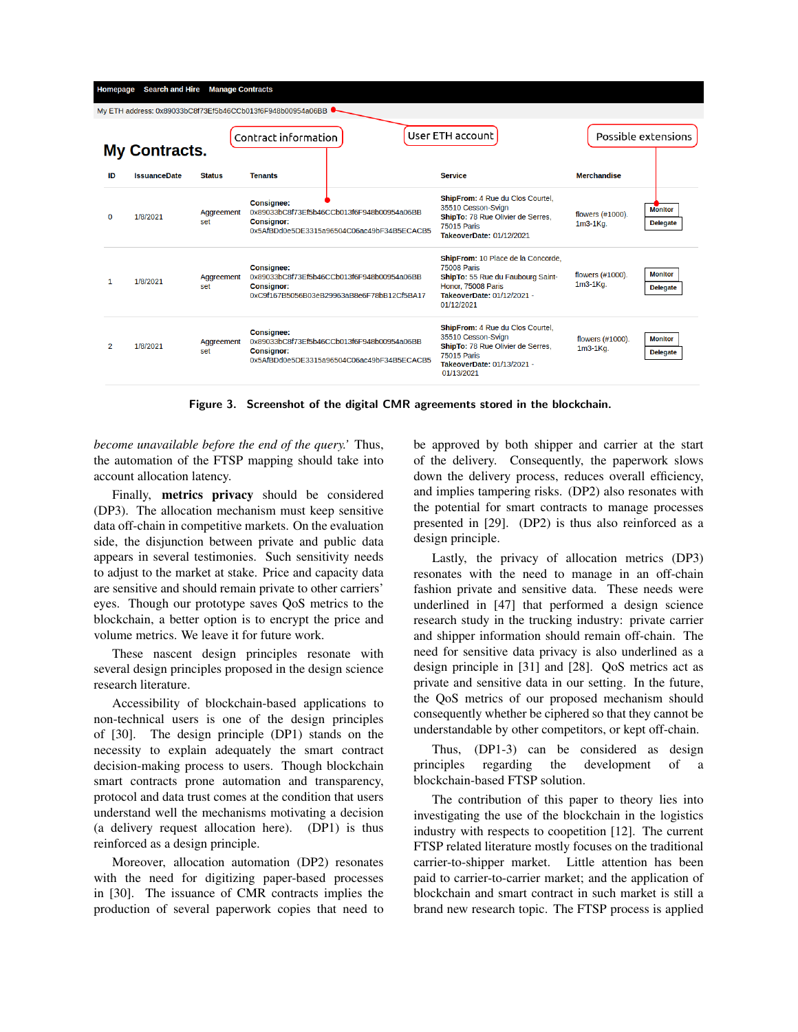Homepage Search and Hire Manage Contracts

My ETH address: 0x89033bC8f73Ef5b46CCb013f6F948b00954a06BB

Contract information | User ETH account | Possible extensions

## My Contracts.

| ID | IssuanceDate | Status | Tenants | Service | Merchandise | |
|---|---|---|---|---|---|---|
| 0 | 1/8/2021 | Aggreement set | **Consignee:** 0x89033bC8f73Ef5b46CCb013f6F948b00954a06BB **Consignor:** 0x5AfBDd0e5DE3315a96504C06ac49bF34B5ECACB5 | **ShipFrom:** 4 Rue du Clos Courtel, 35510 Cesson-Svign **ShipTo:** 78 Rue Olivier de Serres, 75015 Paris **TakeoverDate:** 01/12/2021 | flowers (#1000). 1m3-1Kg. | Monitor Delegate |
| 1 | 1/8/2021 | Aggreement set | **Consignee:** 0x89033bC8f73Ef5b46CCb013f6F948b00954a06BB **Consignor:** 0xC9f167B5056B03eB29963aB8e6F78bB12Cf5BA17 | **ShipFrom:** 10 Place de la Concorde, 75008 Paris **ShipTo:** 55 Rue du Faubourg Saint-Honor, 75008 Paris **TakeoverDate:** 01/12/2021 - 01/12/2021 | flowers (#1000). 1m3-1Kg. | Monitor Delegate |
| 2 | 1/8/2021 | Aggreement set | **Consignee:** 0x89033bC8f73Ef5b46CCb013f6F948b00954a06BB **Consignor:** 0x5AfBDd0e5DE3315a96504C06ac49bF34B5ECACB5 | **ShipFrom:** 4 Rue du Clos Courtel, 35510 Cesson-Svign **ShipTo:** 78 Rue Olivier de Serres, 75015 Paris **TakeoverDate:** 01/13/2021 - 01/13/2021 | flowers (#1000). 1m3-1Kg. | Monitor Delegate |

**Figure 3. Screenshot of the digital CMR agreements stored in the blockchain.**

*become unavailable before the end of the query.'* Thus, the automation of the FTSP mapping should take into account allocation latency.

Finally, **metrics privacy** should be considered (DP3). The allocation mechanism must keep sensitive data off-chain in competitive markets. On the evaluation side, the disjunction between private and public data appears in several testimonies. Such sensitivity needs to adjust to the market at stake. Price and capacity data are sensitive and should remain private to other carriers' eyes. Though our prototype saves QoS metrics to the blockchain, a better option is to encrypt the price and volume metrics. We leave it for future work.

These nascent design principles resonate with several design principles proposed in the design science research literature.

Accessibility of blockchain-based applications to non-technical users is one of the design principles of [30]. The design principle (DP1) stands on the necessity to explain adequately the smart contract decision-making process to users. Though blockchain smart contracts prone automation and transparency, protocol and data trust comes at the condition that users understand well the mechanisms motivating a decision (a delivery request allocation here). (DP1) is thus reinforced as a design principle.

Moreover, allocation automation (DP2) resonates with the need for digitizing paper-based processes in [30]. The issuance of CMR contracts implies the production of several paperwork copies that need to be approved by both shipper and carrier at the start of the delivery. Consequently, the paperwork slows down the delivery process, reduces overall efficiency, and implies tampering risks. (DP2) also resonates with the potential for smart contracts to manage processes presented in [29]. (DP2) is thus also reinforced as a design principle.

Lastly, the privacy of allocation metrics (DP3) resonates with the need to manage in an off-chain fashion private and sensitive data. These needs were underlined in [47] that performed a design science research study in the trucking industry: private carrier and shipper information should remain off-chain. The need for sensitive data privacy is also underlined as a design principle in [31] and [28]. QoS metrics act as private and sensitive data in our setting. In the future, the QoS metrics of our proposed mechanism should consequently whether be ciphered so that they cannot be understandable by other competitors, or kept off-chain.

Thus, (DP1-3) can be considered as design principles regarding the development of a blockchain-based FTSP solution.

The contribution of this paper to theory lies into investigating the use of the blockchain in the logistics industry with respects to coopetition [12]. The current FTSP related literature mostly focuses on the traditional carrier-to-shipper market. Little attention has been paid to carrier-to-carrier market; and the application of blockchain and smart contract in such market is still a brand new research topic. The FTSP process is applied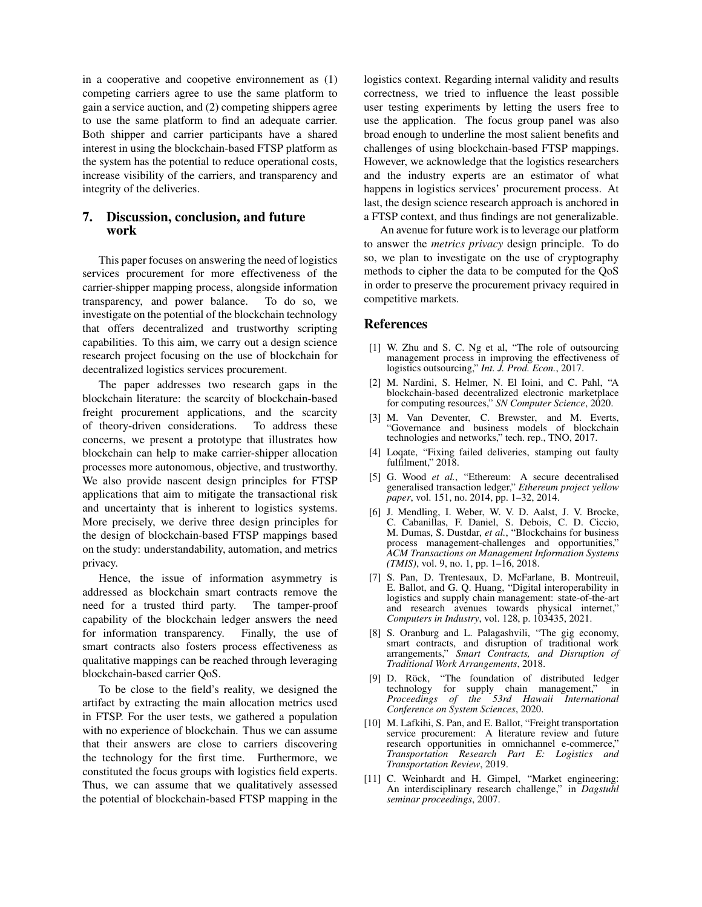in a cooperative and coopetive environnement as (1) competing carriers agree to use the same platform to gain a service auction, and (2) competing shippers agree to use the same platform to find an adequate carrier. Both shipper and carrier participants have a shared interest in using the blockchain-based FTSP platform as the system has the potential to reduce operational costs, increase visibility of the carriers, and transparency and integrity of the deliveries.

## 7. Discussion, conclusion, and future work

This paper focuses on answering the need of logistics services procurement for more effectiveness of the carrier-shipper mapping process, alongside information transparency, and power balance. To do so, we investigate on the potential of the blockchain technology that offers decentralized and trustworthy scripting capabilities. To this aim, we carry out a design science research project focusing on the use of blockchain for decentralized logistics services procurement.

The paper addresses two research gaps in the blockchain literature: the scarcity of blockchain-based freight procurement applications, and the scarcity of theory-driven considerations. To address these concerns, we present a prototype that illustrates how blockchain can help to make carrier-shipper allocation processes more autonomous, objective, and trustworthy. We also provide nascent design principles for FTSP applications that aim to mitigate the transactional risk and uncertainty that is inherent to logistics systems. More precisely, we derive three design principles for the design of blockchain-based FTSP mappings based on the study: understandability, automation, and metrics privacy.

Hence, the issue of information asymmetry is addressed as blockchain smart contracts remove the need for a trusted third party. The tamper-proof capability of the blockchain ledger answers the need for information transparency. Finally, the use of smart contracts also fosters process effectiveness as qualitative mappings can be reached through leveraging blockchain-based carrier QoS.

To be close to the field's reality, we designed the artifact by extracting the main allocation metrics used in FTSP. For the user tests, we gathered a population with no experience of blockchain. Thus we can assume that their answers are close to carriers discovering the technology for the first time. Furthermore, we constituted the focus groups with logistics field experts. Thus, we can assume that we qualitatively assessed the potential of blockchain-based FTSP mapping in the logistics context. Regarding internal validity and results correctness, we tried to influence the least possible user testing experiments by letting the users free to use the application. The focus group panel was also broad enough to underline the most salient benefits and challenges of using blockchain-based FTSP mappings. However, we acknowledge that the logistics researchers and the industry experts are an estimator of what happens in logistics services' procurement process. At last, the design science research approach is anchored in a FTSP context, and thus findings are not generalizable.

An avenue for future work is to leverage our platform to answer the *metrics privacy* design principle. To do so, we plan to investigate on the use of cryptography methods to cipher the data to be computed for the QoS in order to preserve the procurement privacy required in competitive markets.

## References

[1] W. Zhu and S. C. Ng et al, "The role of outsourcing management process in improving the effectiveness of logistics outsourcing," *Int. J. Prod. Econ.*, 2017.

[2] M. Nardini, S. Helmer, N. El Ioini, and C. Pahl, "A blockchain-based decentralized electronic marketplace for computing resources," *SN Computer Science*, 2020.

[3] M. Van Deventer, C. Brewster, and M. Everts, "Governance and business models of blockchain technologies and networks," tech. rep., TNO, 2017.

[4] Loqate, "Fixing failed deliveries, stamping out faulty fulfilment," 2018.

[5] G. Wood *et al.*, "Ethereum: A secure decentralised generalised transaction ledger," *Ethereum project yellow paper*, vol. 151, no. 2014, pp. 1–32, 2014.

[6] J. Mendling, I. Weber, W. V. D. Aalst, J. V. Brocke, C. Cabanillas, F. Daniel, S. Debois, C. D. Ciccio, M. Dumas, S. Dustdar, *et al.*, "Blockchains for business process management-challenges and opportunities," *ACM Transactions on Management Information Systems (TMIS)*, vol. 9, no. 1, pp. 1–16, 2018.

[7] S. Pan, D. Trentesaux, D. McFarlane, B. Montreuil, E. Ballot, and G. Q. Huang, "Digital interoperability in logistics and supply chain management: state-of-the-art and research avenues towards physical internet," *Computers in Industry*, vol. 128, p. 103435, 2021.

[8] S. Oranburg and L. Palagashvili, "The gig economy, smart contracts, and disruption of traditional work arrangements," *Smart Contracts, and Disruption of Traditional Work Arrangements*, 2018.

[9] D. Röck, "The foundation of distributed ledger technology for supply chain management," in *Proceedings of the 53rd Hawaii International Conference on System Sciences*, 2020.

[10] M. Lafkihi, S. Pan, and E. Ballot, "Freight transportation service procurement: A literature review and future research opportunities in omnichannel e-commerce," *Transportation Research Part E: Logistics and Transportation Review*, 2019.

[11] C. Weinhardt and H. Gimpel, "Market engineering: An interdisciplinary research challenge," in *Dagstuhl seminar proceedings*, 2007.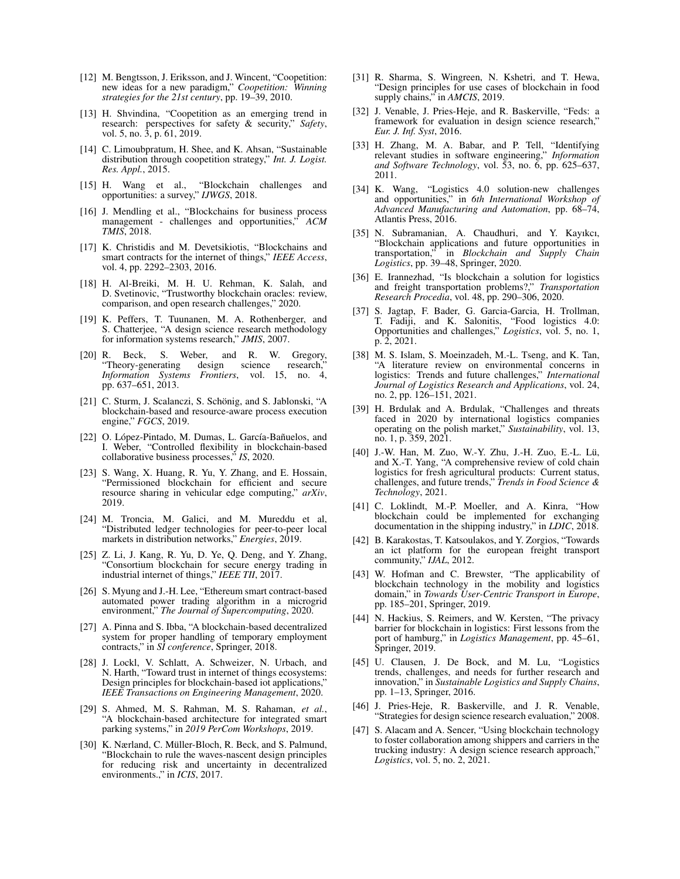[12] M. Bengtsson, J. Eriksson, and J. Wincent, "Coopetition: new ideas for a new paradigm," *Coopetition: Winning strategies for the 21st century*, pp. 19–39, 2010.

[13] H. Shvindina, "Coopetition as an emerging trend in research: perspectives for safety & security," *Safety*, vol. 5, no. 3, p. 61, 2019.

[14] C. Limoubpratum, H. Shee, and K. Ahsan, "Sustainable distribution through coopetition strategy," *Int. J. Logist. Res. Appl.*, 2015.

[15] H. Wang et al., "Blockchain challenges and opportunities: a survey," *IJWGS*, 2018.

[16] J. Mendling et al., "Blockchains for business process management - challenges and opportunities," *ACM TMIS*, 2018.

[17] K. Christidis and M. Devetsikiotis, "Blockchains and smart contracts for the internet of things," *IEEE Access*, vol. 4, pp. 2292–2303, 2016.

[18] H. Al-Breiki, M. H. U. Rehman, K. Salah, and D. Svetinovic, "Trustworthy blockchain oracles: review, comparison, and open research challenges," 2020.

[19] K. Peffers, T. Tuunanen, M. A. Rothenberger, and S. Chatterjee, "A design science research methodology for information systems research," *JMIS*, 2007.

[20] R. Beck, S. Weber, and R. W. Gregory, "Theory-generating design science research," *Information Systems Frontiers*, vol. 15, no. 4, pp. 637–651, 2013.

[21] C. Sturm, J. Scalanczi, S. Schönig, and S. Jablonski, "A blockchain-based and resource-aware process execution engine," *FGCS*, 2019.

[22] O. López-Pintado, M. Dumas, L. García-Bañuelos, and I. Weber, "Controlled flexibility in blockchain-based collaborative business processes," *IS*, 2020.

[23] S. Wang, X. Huang, R. Yu, Y. Zhang, and E. Hossain, "Permissioned blockchain for efficient and secure resource sharing in vehicular edge computing," *arXiv*, 2019.

[24] M. Troncia, M. Galici, and M. Mureddu et al, "Distributed ledger technologies for peer-to-peer local markets in distribution networks," *Energies*, 2019.

[25] Z. Li, J. Kang, R. Yu, D. Ye, Q. Deng, and Y. Zhang, "Consortium blockchain for secure energy trading in industrial internet of things," *IEEE TII*, 2017.

[26] S. Myung and J.-H. Lee, "Ethereum smart contract-based automated power trading algorithm in a microgrid environment," *The Journal of Supercomputing*, 2020.

[27] A. Pinna and S. Ibba, "A blockchain-based decentralized system for proper handling of temporary employment contracts," in *SI conference*, Springer, 2018.

[28] J. Lockl, V. Schlatt, A. Schweizer, N. Urbach, and N. Harth, "Toward trust in internet of things ecosystems: Design principles for blockchain-based iot applications," *IEEE Transactions on Engineering Management*, 2020.

[29] S. Ahmed, M. S. Rahman, M. S. Rahaman, *et al.*, "A blockchain-based architecture for integrated smart parking systems," in *2019 PerCom Workshops*, 2019.

[30] K. Nærland, C. Müller-Bloch, R. Beck, and S. Palmund, "Blockchain to rule the waves-nascent design principles for reducing risk and uncertainty in decentralized environments.," in *ICIS*, 2017.

[31] R. Sharma, S. Wingreen, N. Kshetri, and T. Hewa, "Design principles for use cases of blockchain in food supply chains," in *AMCIS*, 2019.

[32] J. Venable, J. Pries-Heje, and R. Baskerville, "Feds: a framework for evaluation in design science research," *Eur. J. Inf. Syst*, 2016.

[33] H. Zhang, M. A. Babar, and P. Tell, "Identifying relevant studies in software engineering," *Information and Software Technology*, vol. 53, no. 6, pp. 625–637, 2011.

[34] K. Wang, "Logistics 4.0 solution-new challenges and opportunities," in *6th International Workshop of Advanced Manufacturing and Automation*, pp. 68–74, Atlantis Press, 2016.

[35] N. Subramanian, A. Chaudhuri, and Y. Kayıkcı, "Blockchain applications and future opportunities in transportation," in *Blockchain and Supply Chain Logistics*, pp. 39–48, Springer, 2020.

[36] E. Irannezhad, "Is blockchain a solution for logistics and freight transportation problems?," *Transportation Research Procedia*, vol. 48, pp. 290–306, 2020.

[37] S. Jagtap, F. Bader, G. Garcia-Garcia, H. Trollman, T. Fadiji, and K. Salonitis, "Food logistics 4.0: Opportunities and challenges," *Logistics*, vol. 5, no. 1, p. 2, 2021.

[38] M. S. Islam, S. Moeinzadeh, M.-L. Tseng, and K. Tan, "A literature review on environmental concerns in logistics: Trends and future challenges," *International Journal of Logistics Research and Applications*, vol. 24, no. 2, pp. 126–151, 2021.

[39] H. Brdulak and A. Brdulak, "Challenges and threats faced in 2020 by international logistics companies operating on the polish market," *Sustainability*, vol. 13, no. 1, p. 359, 2021.

[40] J.-W. Han, M. Zuo, W.-Y. Zhu, J.-H. Zuo, E.-L. Lü, and X.-T. Yang, "A comprehensive review of cold chain logistics for fresh agricultural products: Current status, challenges, and future trends," *Trends in Food Science & Technology*, 2021.

[41] C. Loklindt, M.-P. Moeller, and A. Kinra, "How blockchain could be implemented for exchanging documentation in the shipping industry," in *LDIC*, 2018.

[42] B. Karakostas, T. Katsoulakos, and Y. Zorgios, "Towards an ict platform for the european freight transport community," *IJAL*, 2012.

[43] W. Hofman and C. Brewster, "The applicability of blockchain technology in the mobility and logistics domain," in *Towards User-Centric Transport in Europe*, pp. 185–201, Springer, 2019.

[44] N. Hackius, S. Reimers, and W. Kersten, "The privacy barrier for blockchain in logistics: First lessons from the port of hamburg," in *Logistics Management*, pp. 45–61, Springer, 2019.

[45] U. Clausen, J. De Bock, and M. Lu, "Logistics trends, challenges, and needs for further research and innovation," in *Sustainable Logistics and Supply Chains*, pp. 1–13, Springer, 2016.

[46] J. Pries-Heje, R. Baskerville, and J. R. Venable, "Strategies for design science research evaluation," 2008.

[47] S. Alacam and A. Sencer, "Using blockchain technology to foster collaboration among shippers and carriers in the trucking industry: A design science research approach," *Logistics*, vol. 5, no. 2, 2021.